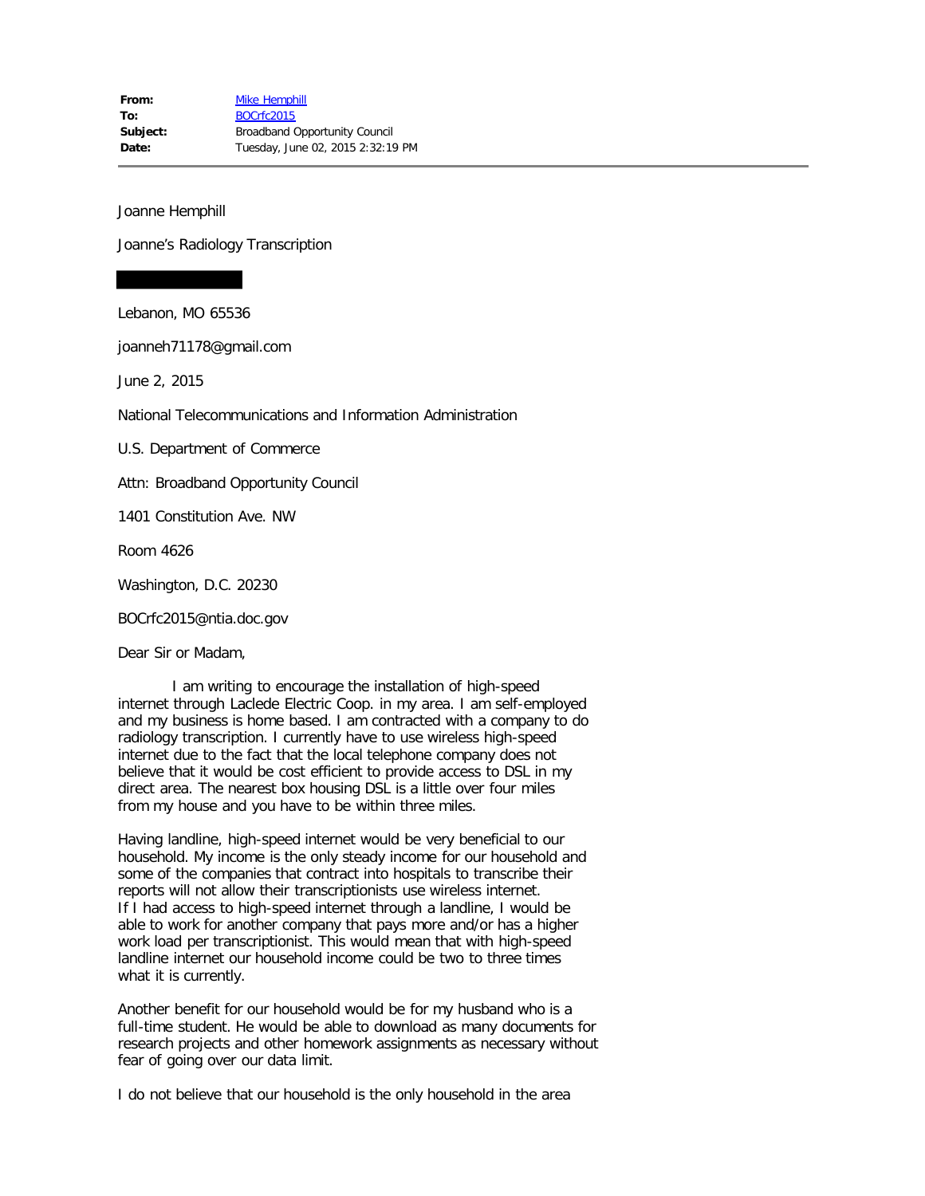| | |
|---|---|
| **From:** | Mike Hemphill |
| **To:** | BOCrfc2015 |
| **Subject:** | Broadband Opportunity Council |
| **Date:** | Tuesday, June 02, 2015 2:32:19 PM |

---

Joanne Hemphill

Joanne's Radiology Transcription

Lebanon, MO 65536

joanneh71178@gmail.com

June 2, 2015

National Telecommunications and Information Administration

U.S. Department of Commerce

Attn: Broadband Opportunity Council

1401 Constitution Ave. NW

Room 4626

Washington, D.C. 20230

BOCrfc2015@ntia.doc.gov

Dear Sir or Madam,

I am writing to encourage the installation of high-speed internet through Laclede Electric Coop. in my area. I am self-employed and my business is home based. I am contracted with a company to do radiology transcription. I currently have to use wireless high-speed internet due to the fact that the local telephone company does not believe that it would be cost efficient to provide access to DSL in my direct area. The nearest box housing DSL is a little over four miles from my house and you have to be within three miles.

Having landline, high-speed internet would be very beneficial to our household. My income is the only steady income for our household and some of the companies that contract into hospitals to transcribe their reports will not allow their transcriptionists use wireless internet. If I had access to high-speed internet through a landline, I would be able to work for another company that pays more and/or has a higher work load per transcriptionist. This would mean that with high-speed landline internet our household income could be two to three times what it is currently.

Another benefit for our household would be for my husband who is a full-time student. He would be able to download as many documents for research projects and other homework assignments as necessary without fear of going over our data limit.

I do not believe that our household is the only household in the area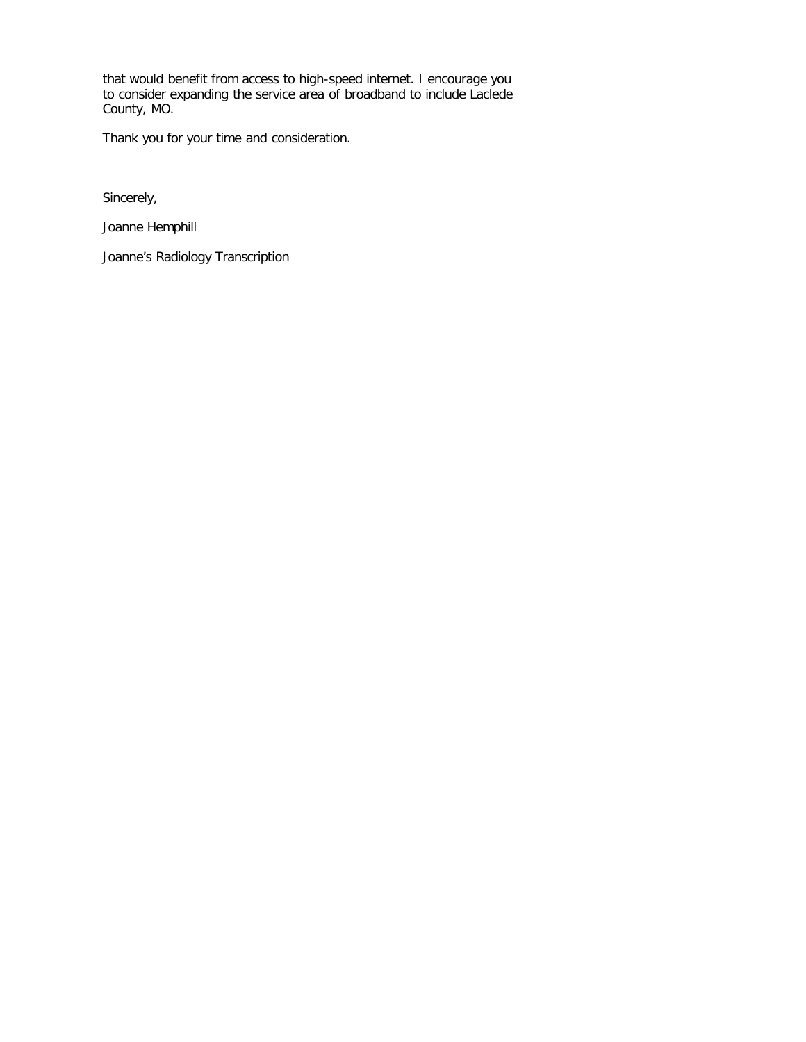that would benefit from access to high-speed internet. I encourage you to consider expanding the service area of broadband to include Laclede County, MO.

Thank you for your time and consideration.

Sincerely,

Joanne Hemphill

Joanne's Radiology Transcription